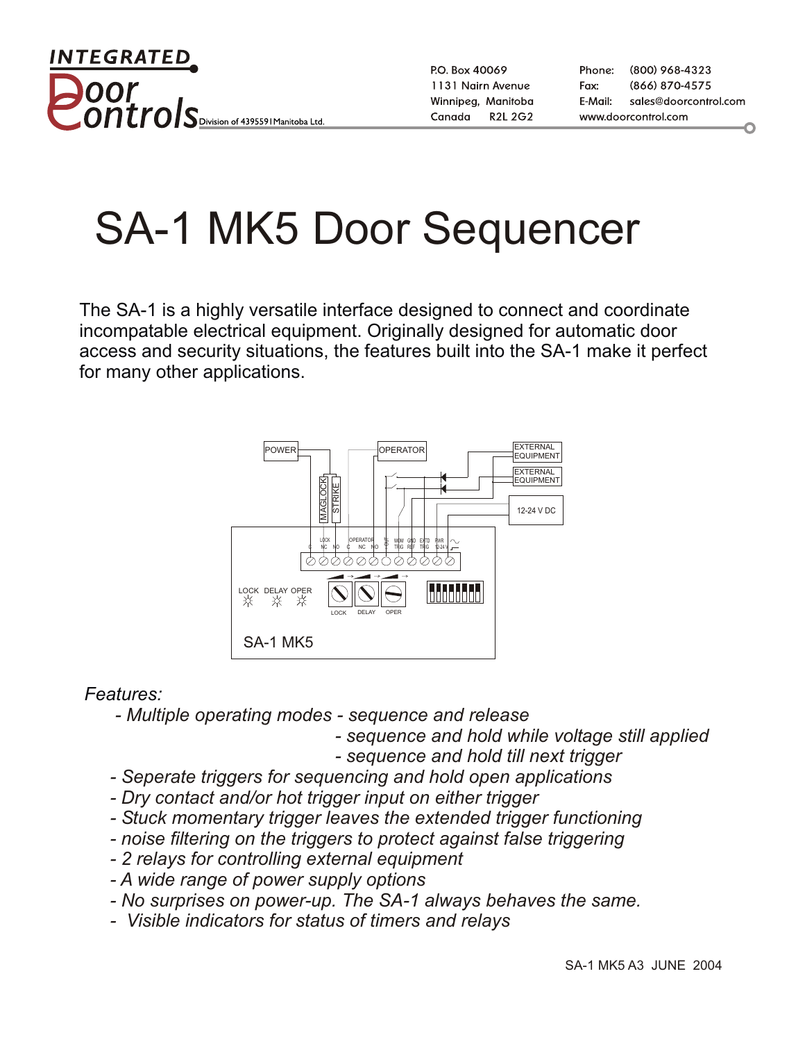**INTEGRATED Door Controls** Division of 4395591 Manitoba Ltd.

P.O. Box 40069
1131 Nairn Avenue
Winnipeg, Manitoba
Canada R2L 2G2

Phone: (800) 968-4323
Fax: (866) 870-4575
E-Mail: sales@doorcontrol.com
www.doorcontrol.com

# SA-1 MK5 Door Sequencer

The SA-1 is a highly versatile interface designed to connect and coordinate incompatable electrical equipment. Originally designed for automatic door access and security situations, the features built into the SA-1 make it perfect for many other applications.

*Features:*

- *Multiple operating modes - sequence and release*
  - *sequence and hold while voltage still applied*
  - *sequence and hold till next trigger*
- *Seperate triggers for sequencing and hold open applications*
- *Dry contact and/or hot trigger input on either trigger*
- *Stuck momentary trigger leaves the extended trigger functioning*
- *noise filtering on the triggers to protect against false triggering*
- *2 relays for controlling external equipment*
- *A wide range of power supply options*
- *No surprises on power-up. The SA-1 always behaves the same.*
- *Visible indicators for status of timers and relays*

SA-1 MK5 A3 JUNE 2004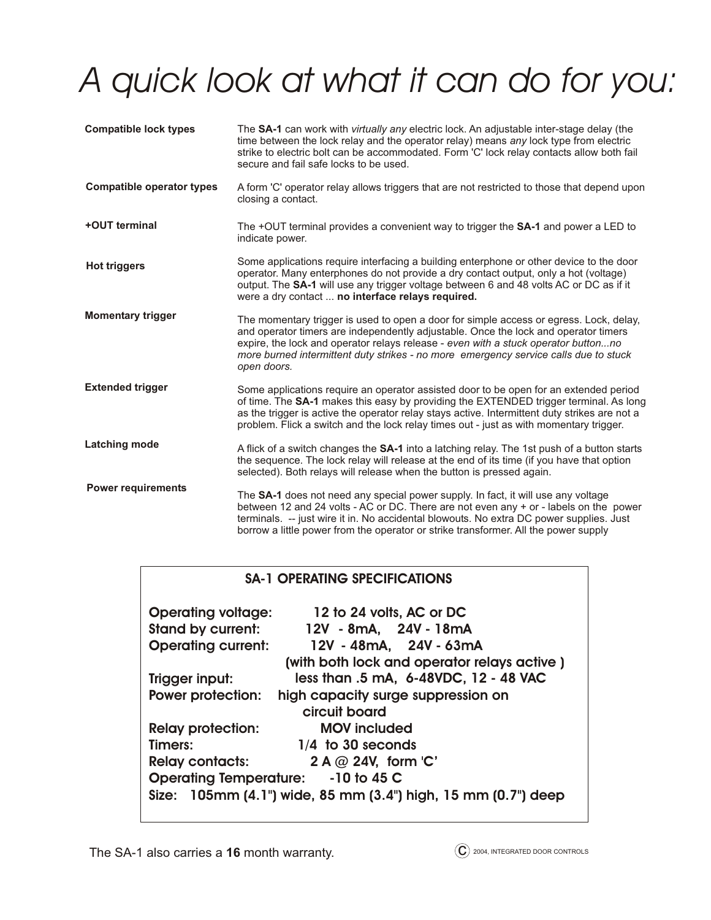# A quick look at what it can do for you:

**Compatible lock types**

The **SA-1** can work with *virtually any* electric lock. An adjustable inter-stage delay (the time between the lock relay and the operator relay) means *any* lock type from electric strike to electric bolt can be accommodated. Form 'C' lock relay contacts allow both fail secure and fail safe locks to be used.

**Compatible operator types**

A form 'C' operator relay allows triggers that are not restricted to those that depend upon closing a contact.

**+OUT terminal**

The +OUT terminal provides a convenient way to trigger the **SA-1** and power a LED to indicate power.

**Hot triggers**

Some applications require interfacing a building enterphone or other device to the door operator. Many enterphones do not provide a dry contact output, only a hot (voltage) output. The **SA-1** will use any trigger voltage between 6 and 48 volts AC or DC as if it were a dry contact ... **no interface relays required.**

**Momentary trigger**

The momentary trigger is used to open a door for simple access or egress. Lock, delay, and operator timers are independently adjustable. Once the lock and operator timers expire, the lock and operator relays release - *even with a stuck operator button...no more burned intermittent duty strikes - no more emergency service calls due to stuck open doors.*

**Extended trigger**

Some applications require an operator assisted door to be open for an extended period of time. The **SA-1** makes this easy by providing the EXTENDED trigger terminal. As long as the trigger is active the operator relay stays active. Intermittent duty strikes are not a problem. Flick a switch and the lock relay times out - just as with momentary trigger.

**Latching mode**

A flick of a switch changes the **SA-1** into a latching relay. The 1st push of a button starts the sequence. The lock relay will release at the end of its time (if you have that option selected). Both relays will release when the button is pressed again.

**Power requirements**

The **SA-1** does not need any special power supply. In fact, it will use any voltage between 12 and 24 volts - AC or DC. There are not even any + or - labels on the power terminals. -- just wire it in. No accidental blowouts. No extra DC power supplies. Just borrow a little power from the operator or strike transformer. All the power supply

## SA-1 OPERATING SPECIFICATIONS

| | |
|---|---|
| Operating voltage: | 12 to 24 volts, AC or DC |
| Stand by current: | 12V - 8mA, 24V - 18mA |
| Operating current: | 12V - 48mA, 24V - 63mA (with both lock and operator relays active ) |
| Trigger input: | less than .5 mA, 6-48VDC, 12 - 48 VAC |
| Power protection: | high capacity surge suppression on circuit board |
| Relay protection: | MOV included |
| Timers: | 1/4 to 30 seconds |
| Relay contacts: | 2 A @ 24V, form 'C' |
| Operating Temperature: | -10 to 45 C |
| Size: | 105mm (4.1") wide, 85 mm (3.4") high, 15 mm (0.7") deep |

The SA-1 also carries a **16** month warranty.

© 2004, INTEGRATED DOOR CONTROLS